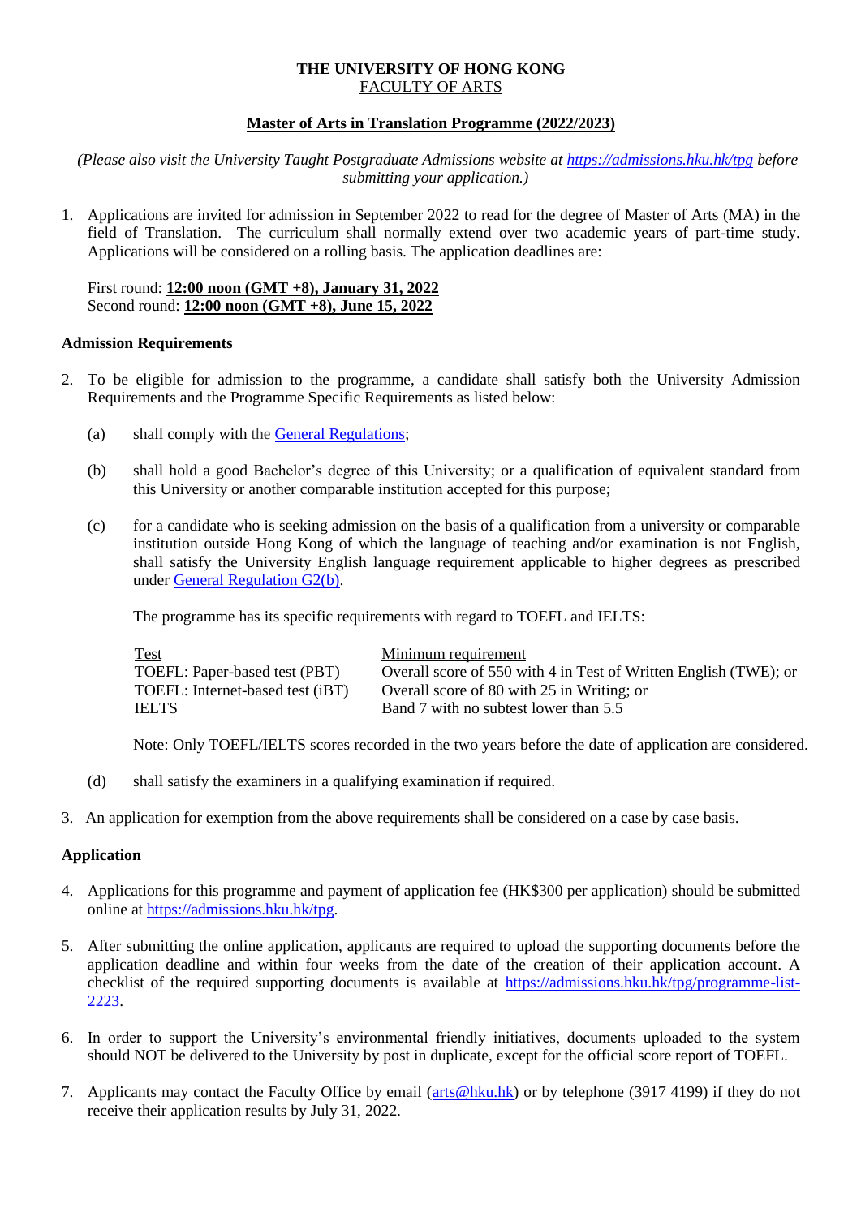**THE UNIVERSITY OF HONG KONG**

FACULTY OF ARTS

# Master of Arts in Translation Programme (2022/2023)

*(Please also visit the University Taught Postgraduate Admissions website at [https://admissions.hku.hk/tpg](https://admissions.hku.hk/tpg) before submitting your application.)*

1. Applications are invited for admission in September 2022 to read for the degree of Master of Arts (MA) in the field of Translation. The curriculum shall normally extend over two academic years of part-time study. Applications will be considered on a rolling basis. The application deadlines are:

   First round: **12:00 noon (GMT +8), January 31, 2022**
   Second round: **12:00 noon (GMT +8), June 15, 2022**

## Admission Requirements

2. To be eligible for admission to the programme, a candidate shall satisfy both the University Admission Requirements and the Programme Specific Requirements as listed below:

   (a) shall comply with the [General Regulations](#);

   (b) shall hold a good Bachelor's degree of this University; or a qualification of equivalent standard from this University or another comparable institution accepted for this purpose;

   (c) for a candidate who is seeking admission on the basis of a qualification from a university or comparable institution outside Hong Kong of which the language of teaching and/or examination is not English, shall satisfy the University English language requirement applicable to higher degrees as prescribed under [General Regulation G2(b)](#).

   The programme has its specific requirements with regard to TOEFL and IELTS:

   | Test | Minimum requirement |
   | --- | --- |
   | TOEFL: Paper-based test (PBT) | Overall score of 550 with 4 in Test of Written English (TWE); or |
   | TOEFL: Internet-based test (iBT) | Overall score of 80 with 25 in Writing; or |
   | IELTS | Band 7 with no subtest lower than 5.5 |

   Note: Only TOEFL/IELTS scores recorded in the two years before the date of application are considered.

   (d) shall satisfy the examiners in a qualifying examination if required.

3. An application for exemption from the above requirements shall be considered on a case by case basis.

## Application

4. Applications for this programme and payment of application fee (HK$300 per application) should be submitted online at [https://admissions.hku.hk/tpg](https://admissions.hku.hk/tpg).

5. After submitting the online application, applicants are required to upload the supporting documents before the application deadline and within four weeks from the date of the creation of their application account. A checklist of the required supporting documents is available at [https://admissions.hku.hk/tpg/programme-list-2223](https://admissions.hku.hk/tpg/programme-list-2223).

6. In order to support the University's environmental friendly initiatives, documents uploaded to the system should NOT be delivered to the University by post in duplicate, except for the official score report of TOEFL.

7. Applicants may contact the Faculty Office by email ([arts@hku.hk](mailto:arts@hku.hk)) or by telephone (3917 4199) if they do not receive their application results by July 31, 2022.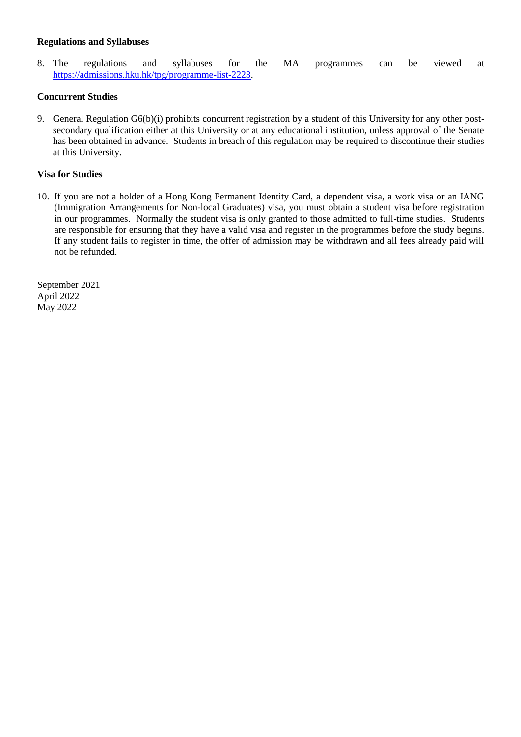**Regulations and Syllabuses**

8. The regulations and syllabuses for the MA programmes can be viewed at https://admissions.hku.hk/tpg/programme-list-2223.

**Concurrent Studies**

9. General Regulation G6(b)(i) prohibits concurrent registration by a student of this University for any other post-secondary qualification either at this University or at any educational institution, unless approval of the Senate has been obtained in advance. Students in breach of this regulation may be required to discontinue their studies at this University.

**Visa for Studies**

10. If you are not a holder of a Hong Kong Permanent Identity Card, a dependent visa, a work visa or an IANG (Immigration Arrangements for Non-local Graduates) visa, you must obtain a student visa before registration in our programmes. Normally the student visa is only granted to those admitted to full-time studies. Students are responsible for ensuring that they have a valid visa and register in the programmes before the study begins. If any student fails to register in time, the offer of admission may be withdrawn and all fees already paid will not be refunded.

September 2021
April 2022
May 2022